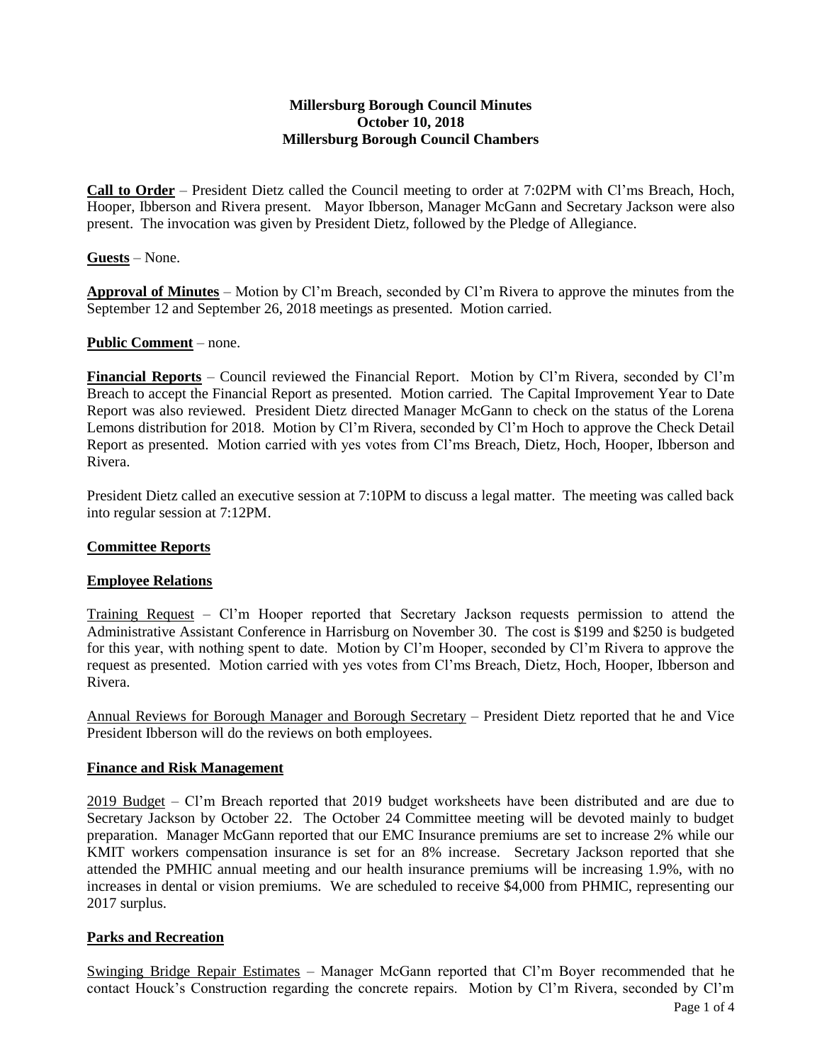# Millersburg Borough Council Minutes
## October 10, 2018
## Millersburg Borough Council Chambers

**Call to Order** – President Dietz called the Council meeting to order at 7:02PM with Cl'ms Breach, Hoch, Hooper, Ibberson and Rivera present. Mayor Ibberson, Manager McGann and Secretary Jackson were also present. The invocation was given by President Dietz, followed by the Pledge of Allegiance.

**Guests** – None.

**Approval of Minutes** – Motion by Cl'm Breach, seconded by Cl'm Rivera to approve the minutes from the September 12 and September 26, 2018 meetings as presented. Motion carried.

**Public Comment** – none.

**Financial Reports** – Council reviewed the Financial Report. Motion by Cl'm Rivera, seconded by Cl'm Breach to accept the Financial Report as presented. Motion carried. The Capital Improvement Year to Date Report was also reviewed. President Dietz directed Manager McGann to check on the status of the Lorena Lemons distribution for 2018. Motion by Cl'm Rivera, seconded by Cl'm Hoch to approve the Check Detail Report as presented. Motion carried with yes votes from Cl'ms Breach, Dietz, Hoch, Hooper, Ibberson and Rivera.

President Dietz called an executive session at 7:10PM to discuss a legal matter. The meeting was called back into regular session at 7:12PM.

**Committee Reports**

**Employee Relations**

Training Request – Cl'm Hooper reported that Secretary Jackson requests permission to attend the Administrative Assistant Conference in Harrisburg on November 30. The cost is $199 and $250 is budgeted for this year, with nothing spent to date. Motion by Cl'm Hooper, seconded by Cl'm Rivera to approve the request as presented. Motion carried with yes votes from Cl'ms Breach, Dietz, Hoch, Hooper, Ibberson and Rivera.

Annual Reviews for Borough Manager and Borough Secretary – President Dietz reported that he and Vice President Ibberson will do the reviews on both employees.

**Finance and Risk Management**

2019 Budget – Cl'm Breach reported that 2019 budget worksheets have been distributed and are due to Secretary Jackson by October 22. The October 24 Committee meeting will be devoted mainly to budget preparation. Manager McGann reported that our EMC Insurance premiums are set to increase 2% while our KMIT workers compensation insurance is set for an 8% increase. Secretary Jackson reported that she attended the PMHIC annual meeting and our health insurance premiums will be increasing 1.9%, with no increases in dental or vision premiums. We are scheduled to receive $4,000 from PHMIC, representing our 2017 surplus.

**Parks and Recreation**

Swinging Bridge Repair Estimates – Manager McGann reported that Cl'm Boyer recommended that he contact Houck's Construction regarding the concrete repairs. Motion by Cl'm Rivera, seconded by Cl'm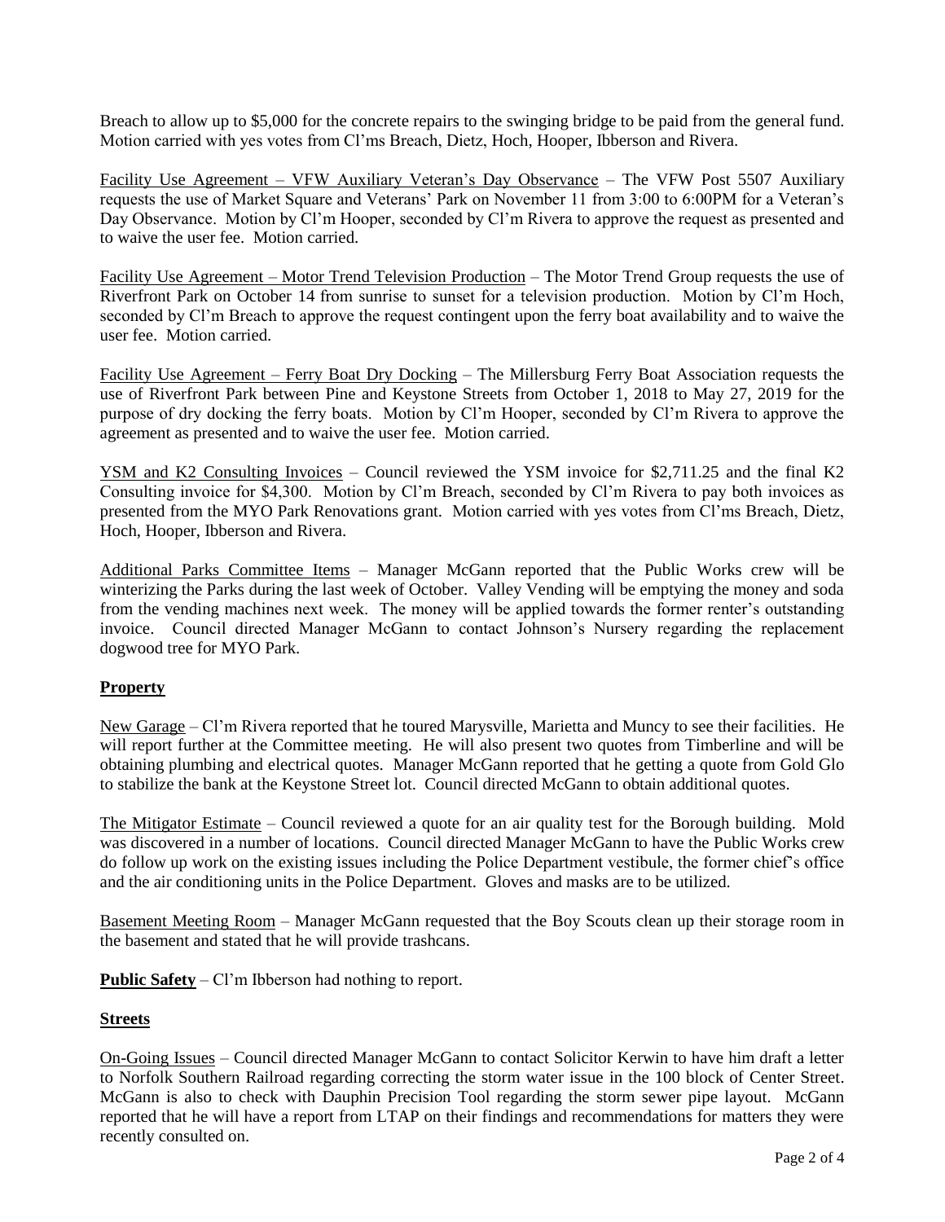Breach to allow up to $5,000 for the concrete repairs to the swinging bridge to be paid from the general fund. Motion carried with yes votes from Cl'ms Breach, Dietz, Hoch, Hooper, Ibberson and Rivera.

Facility Use Agreement – VFW Auxiliary Veteran's Day Observance – The VFW Post 5507 Auxiliary requests the use of Market Square and Veterans' Park on November 11 from 3:00 to 6:00PM for a Veteran's Day Observance. Motion by Cl'm Hooper, seconded by Cl'm Rivera to approve the request as presented and to waive the user fee. Motion carried.

Facility Use Agreement – Motor Trend Television Production – The Motor Trend Group requests the use of Riverfront Park on October 14 from sunrise to sunset for a television production. Motion by Cl'm Hoch, seconded by Cl'm Breach to approve the request contingent upon the ferry boat availability and to waive the user fee. Motion carried.

Facility Use Agreement – Ferry Boat Dry Docking – The Millersburg Ferry Boat Association requests the use of Riverfront Park between Pine and Keystone Streets from October 1, 2018 to May 27, 2019 for the purpose of dry docking the ferry boats. Motion by Cl'm Hooper, seconded by Cl'm Rivera to approve the agreement as presented and to waive the user fee. Motion carried.

YSM and K2 Consulting Invoices – Council reviewed the YSM invoice for $2,711.25 and the final K2 Consulting invoice for $4,300. Motion by Cl'm Breach, seconded by Cl'm Rivera to pay both invoices as presented from the MYO Park Renovations grant. Motion carried with yes votes from Cl'ms Breach, Dietz, Hoch, Hooper, Ibberson and Rivera.

Additional Parks Committee Items – Manager McGann reported that the Public Works crew will be winterizing the Parks during the last week of October. Valley Vending will be emptying the money and soda from the vending machines next week. The money will be applied towards the former renter's outstanding invoice. Council directed Manager McGann to contact Johnson's Nursery regarding the replacement dogwood tree for MYO Park.

**Property**

New Garage – Cl'm Rivera reported that he toured Marysville, Marietta and Muncy to see their facilities. He will report further at the Committee meeting. He will also present two quotes from Timberline and will be obtaining plumbing and electrical quotes. Manager McGann reported that he getting a quote from Gold Glo to stabilize the bank at the Keystone Street lot. Council directed McGann to obtain additional quotes.

The Mitigator Estimate – Council reviewed a quote for an air quality test for the Borough building. Mold was discovered in a number of locations. Council directed Manager McGann to have the Public Works crew do follow up work on the existing issues including the Police Department vestibule, the former chief's office and the air conditioning units in the Police Department. Gloves and masks are to be utilized.

Basement Meeting Room – Manager McGann requested that the Boy Scouts clean up their storage room in the basement and stated that he will provide trashcans.

**Public Safety** – Cl'm Ibberson had nothing to report.

**Streets**

On-Going Issues – Council directed Manager McGann to contact Solicitor Kerwin to have him draft a letter to Norfolk Southern Railroad regarding correcting the storm water issue in the 100 block of Center Street. McGann is also to check with Dauphin Precision Tool regarding the storm sewer pipe layout. McGann reported that he will have a report from LTAP on their findings and recommendations for matters they were recently consulted on.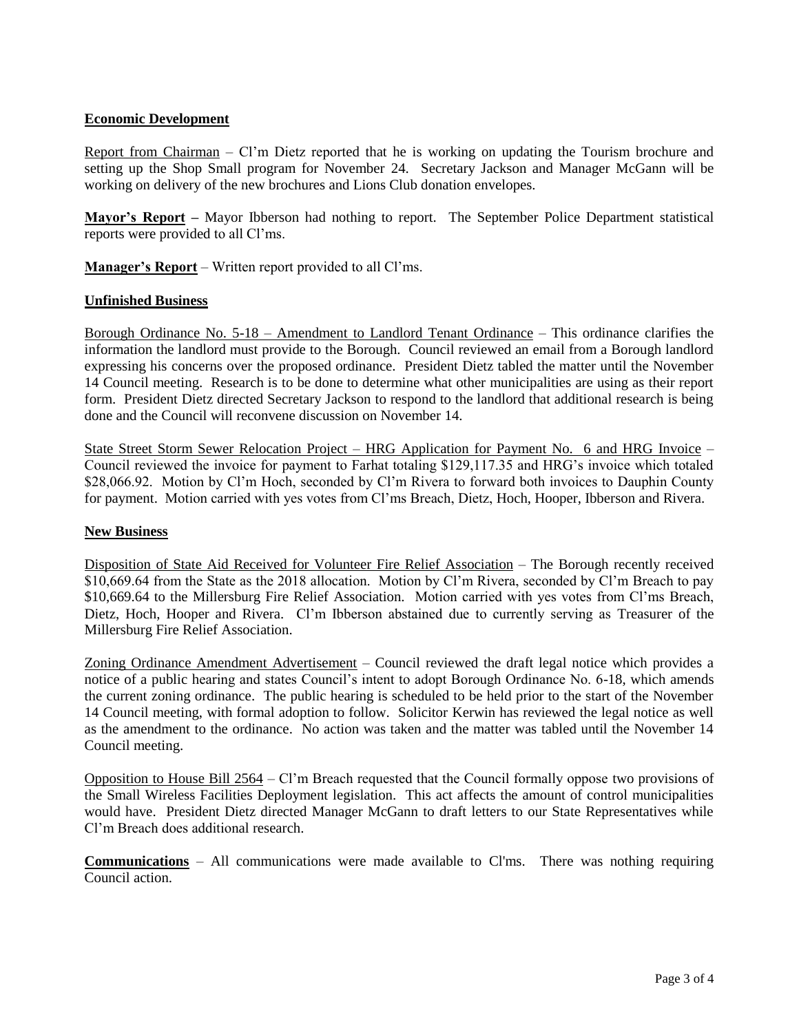**Economic Development**

Report from Chairman – Cl'm Dietz reported that he is working on updating the Tourism brochure and setting up the Shop Small program for November 24. Secretary Jackson and Manager McGann will be working on delivery of the new brochures and Lions Club donation envelopes.

**Mayor's Report –** Mayor Ibberson had nothing to report. The September Police Department statistical reports were provided to all Cl'ms.

**Manager's Report** – Written report provided to all Cl'ms.

**Unfinished Business**

Borough Ordinance No. 5-18 – Amendment to Landlord Tenant Ordinance – This ordinance clarifies the information the landlord must provide to the Borough. Council reviewed an email from a Borough landlord expressing his concerns over the proposed ordinance. President Dietz tabled the matter until the November 14 Council meeting. Research is to be done to determine what other municipalities are using as their report form. President Dietz directed Secretary Jackson to respond to the landlord that additional research is being done and the Council will reconvene discussion on November 14.

State Street Storm Sewer Relocation Project – HRG Application for Payment No. 6 and HRG Invoice – Council reviewed the invoice for payment to Farhat totaling $129,117.35 and HRG's invoice which totaled $28,066.92. Motion by Cl'm Hoch, seconded by Cl'm Rivera to forward both invoices to Dauphin County for payment. Motion carried with yes votes from Cl'ms Breach, Dietz, Hoch, Hooper, Ibberson and Rivera.

**New Business**

Disposition of State Aid Received for Volunteer Fire Relief Association – The Borough recently received $10,669.64 from the State as the 2018 allocation. Motion by Cl'm Rivera, seconded by Cl'm Breach to pay $10,669.64 to the Millersburg Fire Relief Association. Motion carried with yes votes from Cl'ms Breach, Dietz, Hoch, Hooper and Rivera. Cl'm Ibberson abstained due to currently serving as Treasurer of the Millersburg Fire Relief Association.

Zoning Ordinance Amendment Advertisement – Council reviewed the draft legal notice which provides a notice of a public hearing and states Council's intent to adopt Borough Ordinance No. 6-18, which amends the current zoning ordinance. The public hearing is scheduled to be held prior to the start of the November 14 Council meeting, with formal adoption to follow. Solicitor Kerwin has reviewed the legal notice as well as the amendment to the ordinance. No action was taken and the matter was tabled until the November 14 Council meeting.

Opposition to House Bill 2564 – Cl'm Breach requested that the Council formally oppose two provisions of the Small Wireless Facilities Deployment legislation. This act affects the amount of control municipalities would have. President Dietz directed Manager McGann to draft letters to our State Representatives while Cl'm Breach does additional research.

**Communications** – All communications were made available to Cl'ms. There was nothing requiring Council action.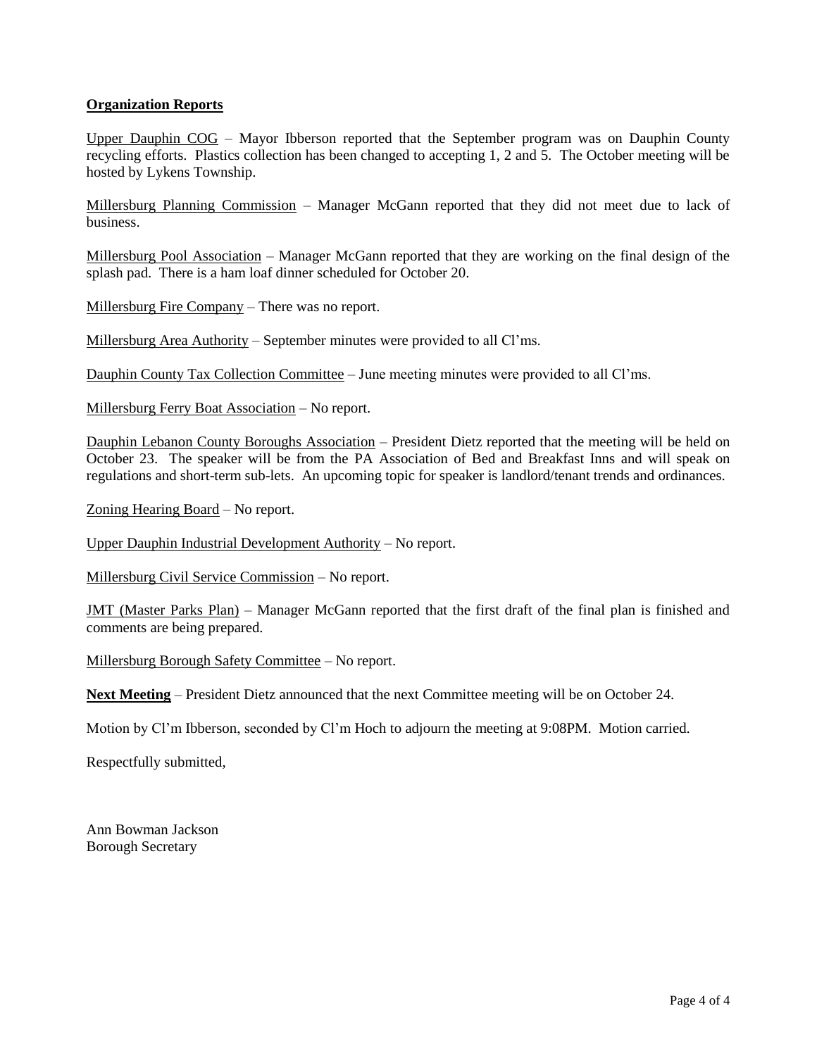**Organization Reports**

Upper Dauphin COG – Mayor Ibberson reported that the September program was on Dauphin County recycling efforts. Plastics collection has been changed to accepting 1, 2 and 5. The October meeting will be hosted by Lykens Township.

Millersburg Planning Commission – Manager McGann reported that they did not meet due to lack of business.

Millersburg Pool Association – Manager McGann reported that they are working on the final design of the splash pad. There is a ham loaf dinner scheduled for October 20.

Millersburg Fire Company – There was no report.

Millersburg Area Authority – September minutes were provided to all Cl'ms.

Dauphin County Tax Collection Committee – June meeting minutes were provided to all Cl'ms.

Millersburg Ferry Boat Association – No report.

Dauphin Lebanon County Boroughs Association – President Dietz reported that the meeting will be held on October 23. The speaker will be from the PA Association of Bed and Breakfast Inns and will speak on regulations and short-term sub-lets. An upcoming topic for speaker is landlord/tenant trends and ordinances.

Zoning Hearing Board – No report.

Upper Dauphin Industrial Development Authority – No report.

Millersburg Civil Service Commission – No report.

JMT (Master Parks Plan) – Manager McGann reported that the first draft of the final plan is finished and comments are being prepared.

Millersburg Borough Safety Committee – No report.

**Next Meeting** – President Dietz announced that the next Committee meeting will be on October 24.

Motion by Cl'm Ibberson, seconded by Cl'm Hoch to adjourn the meeting at 9:08PM. Motion carried.

Respectfully submitted,

Ann Bowman Jackson
Borough Secretary